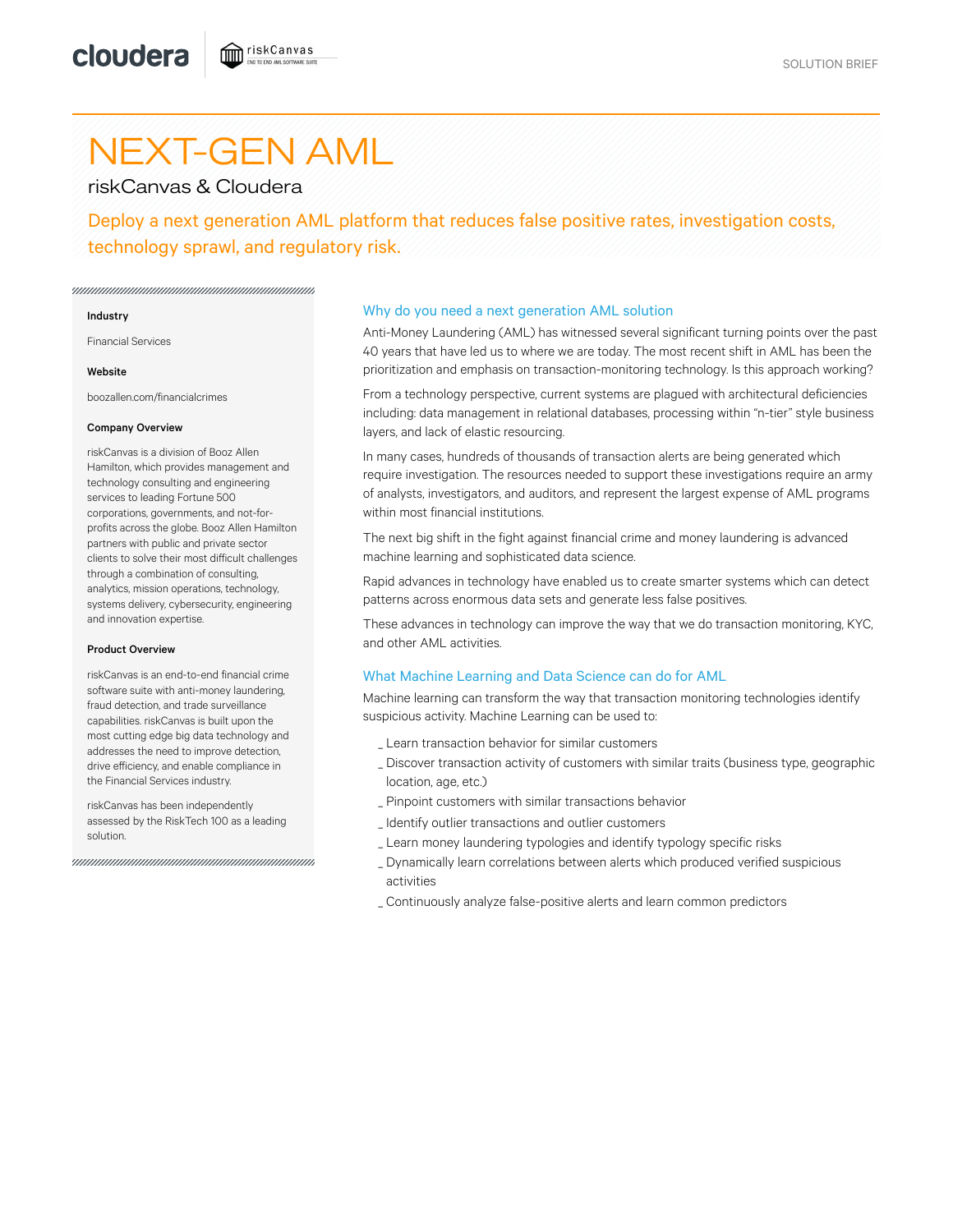SOLUTION BRIEF

# NEXT-GEN AML

## riskCanvas & Cloudera

Deploy a next generation AML platform that reduces false positive rates, investigation costs, technology sprawl, and regulatory risk.

**Industry**

Financial Services

**Website**

boozallen.com/financialcrimes

**Company Overview**

riskCanvas is a division of Booz Allen Hamilton, which provides management and technology consulting and engineering services to leading Fortune 500 corporations, governments, and not-for-profits across the globe. Booz Allen Hamilton partners with public and private sector clients to solve their most difficult challenges through a combination of consulting, analytics, mission operations, technology, systems delivery, cybersecurity, engineering and innovation expertise.

**Product Overview**

riskCanvas is an end-to-end financial crime software suite with anti-money laundering, fraud detection, and trade surveillance capabilities. riskCanvas is built upon the most cutting edge big data technology and addresses the need to improve detection, drive efficiency, and enable compliance in the Financial Services industry.

riskCanvas has been independently assessed by the RiskTech 100 as a leading solution.

### Why do you need a next generation AML solution

Anti-Money Laundering (AML) has witnessed several significant turning points over the past 40 years that have led us to where we are today. The most recent shift in AML has been the prioritization and emphasis on transaction-monitoring technology. Is this approach working?

From a technology perspective, current systems are plagued with architectural deficiencies including: data management in relational databases, processing within "n-tier" style business layers, and lack of elastic resourcing.

In many cases, hundreds of thousands of transaction alerts are being generated which require investigation. The resources needed to support these investigations require an army of analysts, investigators, and auditors, and represent the largest expense of AML programs within most financial institutions.

The next big shift in the fight against financial crime and money laundering is advanced machine learning and sophisticated data science.

Rapid advances in technology have enabled us to create smarter systems which can detect patterns across enormous data sets and generate less false positives.

These advances in technology can improve the way that we do transaction monitoring, KYC, and other AML activities.

### What Machine Learning and Data Science can do for AML

Machine learning can transform the way that transaction monitoring technologies identify suspicious activity. Machine Learning can be used to:

- Learn transaction behavior for similar customers
- Discover transaction activity of customers with similar traits (business type, geographic location, age, etc.)
- Pinpoint customers with similar transactions behavior
- Identify outlier transactions and outlier customers
- Learn money laundering typologies and identify typology specific risks
- Dynamically learn correlations between alerts which produced verified suspicious activities
- Continuously analyze false-positive alerts and learn common predictors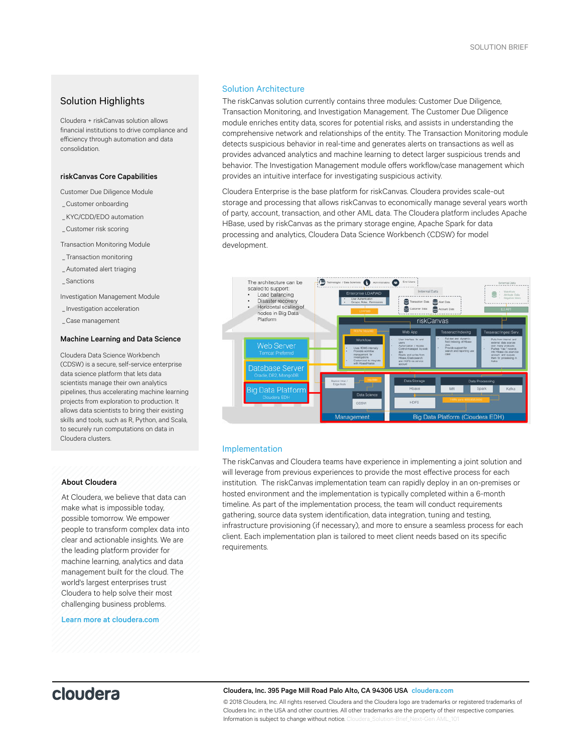## Solution Highlights

Cloudera + riskCanvas solution allows financial institutions to drive compliance and efficiency through automation and data consolidation.

### riskCanvas Core Capabilities

Customer Due Diligence Module

_ Customer onboarding

_ KYC/CDD/EDO automation

_ Customer risk scoring

Transaction Monitoring Module

_ Transaction monitoring

_ Automated alert triaging

_ Sanctions

Investigation Management Module

_ Investigation acceleration

_ Case management

### Machine Learning and Data Science

Cloudera Data Science Workbench (CDSW) is a secure, self-service enterprise data science platform that lets data scientists manage their own analytics pipelines, thus accelerating machine learning projects from exploration to production. It allows data scientists to bring their existing skills and tools, such as R, Python, and Scala, to securely run computations on data in Cloudera clusters.

### About Cloudera

At Cloudera, we believe that data can make what is impossible today, possible tomorrow. We empower people to transform complex data into clear and actionable insights. We are the leading platform provider for machine learning, analytics and data management built for the cloud. The world's largest enterprises trust Cloudera to help solve their most challenging business problems.

Learn more at cloudera.com

## Solution Architecture

The riskCanvas solution currently contains three modules: Customer Due Diligence, Transaction Monitoring, and Investigation Management. The Customer Due Diligence module enriches entity data, scores for potential risks, and assists in understanding the comprehensive network and relationships of the entity. The Transaction Monitoring module detects suspicious behavior in real-time and generates alerts on transactions as well as provides advanced analytics and machine learning to detect larger suspicious trends and behavior. The Investigation Management module offers workflow/case management which provides an intuitive interface for investigating suspicious activity.

Cloudera Enterprise is the base platform for riskCanvas. Cloudera provides scale-out storage and processing that allows riskCanvas to economically manage several years worth of party, account, transaction, and other AML data. The Cloudera platform includes Apache HBase, used by riskCanvas as the primary storage engine, Apache Spark for data processing and analytics, Cloudera Data Science Workbench (CDSW) for model development.

The architecture can be scaled to support:
- Load balancing
- Disaster recovery
- Horizontal scaling of nodes in Big Data Platform

Web Server
Tomcat Preferred

Database Server
Oracle, DB2, MongoDB

Big Data Platform
Cloudera EDH

riskCanvas

Management

Big Data Platform (Cloudera EDH)

## Implementation

The riskCanvas and Cloudera teams have experience in implementing a joint solution and will leverage from previous experiences to provide the most effective process for each institution. The riskCanvas implementation team can rapidly deploy in an on-premises or hosted environment and the implementation is typically completed within a 6-month timeline. As part of the implementation process, the team will conduct requirements gathering, source data system identification, data integration, tuning and testing, infrastructure provisioning (if necessary), and more to ensure a seamless process for each client. Each implementation plan is tailored to meet client needs based on its specific requirements.

cloudera

Cloudera, Inc. 395 Page Mill Road Palo Alto, CA 94306 USA cloudera.com

© 2018 Cloudera, Inc. All rights reserved. Cloudera and the Cloudera logo are trademarks or registered trademarks of Cloudera Inc. in the USA and other countries. All other trademarks are the property of their respective companies. Information is subject to change without notice. Cloudera_Solution-Brief_Next-Gen AML_101